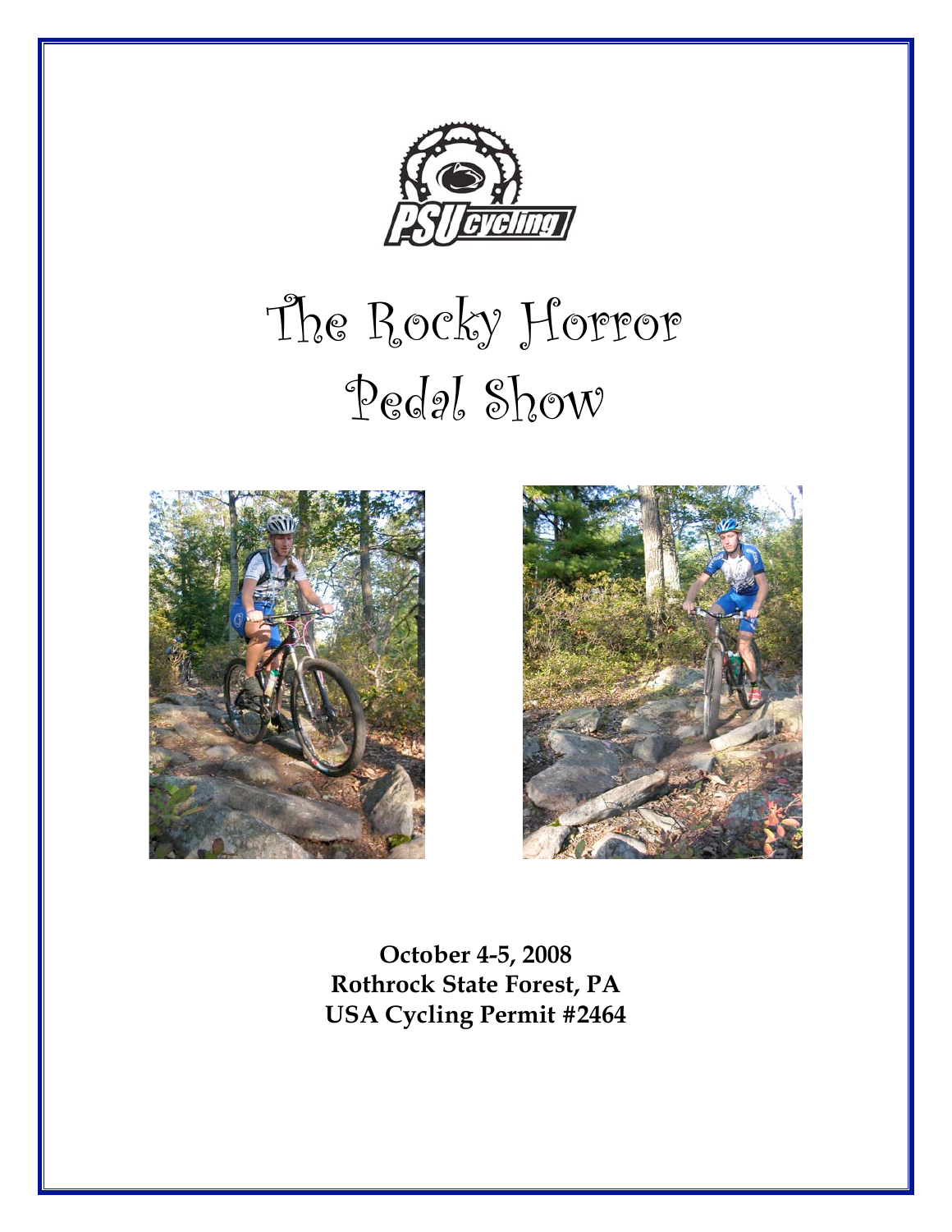# The Rocky Horror Pedal Show

**October 4-5, 2008**
**Rothrock State Forest, PA**
**USA Cycling Permit #2464**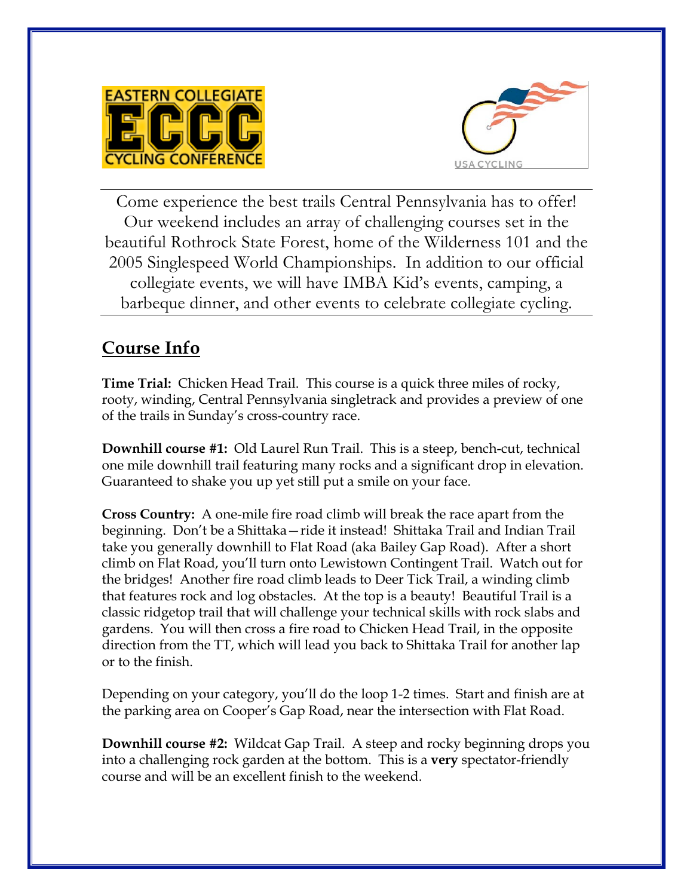EASTERN COLLEGIATE ECCC CYCLING CONFERENCE

USA CYCLING

Come experience the best trails Central Pennsylvania has to offer! Our weekend includes an array of challenging courses set in the beautiful Rothrock State Forest, home of the Wilderness 101 and the 2005 Singlespeed World Championships. In addition to our official collegiate events, we will have IMBA Kid's events, camping, a barbeque dinner, and other events to celebrate collegiate cycling.

## Course Info

**Time Trial:** Chicken Head Trail. This course is a quick three miles of rocky, rooty, winding, Central Pennsylvania singletrack and provides a preview of one of the trails in Sunday's cross-country race.

**Downhill course #1:** Old Laurel Run Trail. This is a steep, bench-cut, technical one mile downhill trail featuring many rocks and a significant drop in elevation. Guaranteed to shake you up yet still put a smile on your face.

**Cross Country:** A one-mile fire road climb will break the race apart from the beginning. Don't be a Shittaka—ride it instead! Shittaka Trail and Indian Trail take you generally downhill to Flat Road (aka Bailey Gap Road). After a short climb on Flat Road, you'll turn onto Lewistown Contingent Trail. Watch out for the bridges! Another fire road climb leads to Deer Tick Trail, a winding climb that features rock and log obstacles. At the top is a beauty! Beautiful Trail is a classic ridgetop trail that will challenge your technical skills with rock slabs and gardens. You will then cross a fire road to Chicken Head Trail, in the opposite direction from the TT, which will lead you back to Shittaka Trail for another lap or to the finish.

Depending on your category, you'll do the loop 1-2 times. Start and finish are at the parking area on Cooper's Gap Road, near the intersection with Flat Road.

**Downhill course #2:** Wildcat Gap Trail. A steep and rocky beginning drops you into a challenging rock garden at the bottom. This is a **very** spectator-friendly course and will be an excellent finish to the weekend.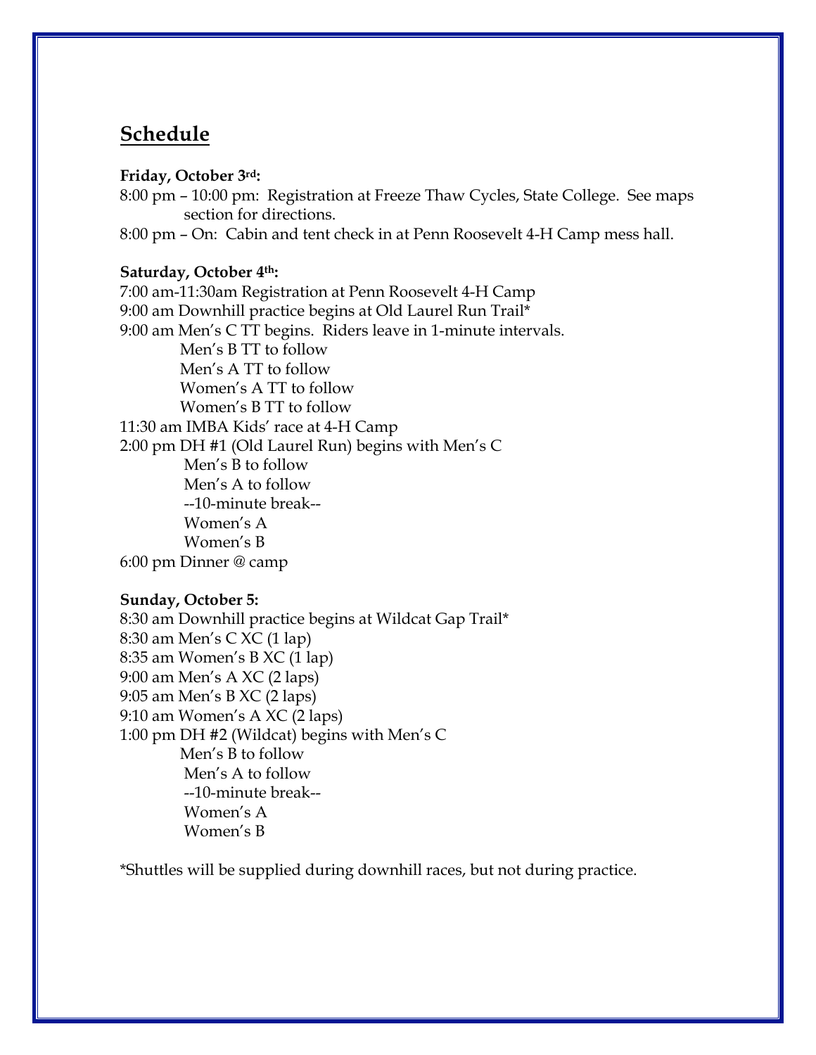## Schedule

**Friday, October 3rd:**

8:00 pm – 10:00 pm: Registration at Freeze Thaw Cycles, State College. See maps section for directions.

8:00 pm – On: Cabin and tent check in at Penn Roosevelt 4-H Camp mess hall.

**Saturday, October 4th:**

7:00 am-11:30am Registration at Penn Roosevelt 4-H Camp

9:00 am Downhill practice begins at Old Laurel Run Trail*

9:00 am Men's C TT begins. Riders leave in 1-minute intervals.

- Men's B TT to follow
- Men's A TT to follow
- Women's A TT to follow
- Women's B TT to follow

11:30 am IMBA Kids' race at 4-H Camp

2:00 pm DH #1 (Old Laurel Run) begins with Men's C

- Men's B to follow
- Men's A to follow
- --10-minute break--
- Women's A
- Women's B

6:00 pm Dinner @ camp

**Sunday, October 5:**

8:30 am Downhill practice begins at Wildcat Gap Trail*

8:30 am Men's C XC (1 lap)

8:35 am Women's B XC (1 lap)

9:00 am Men's A XC (2 laps)

9:05 am Men's B XC (2 laps)

9:10 am Women's A XC (2 laps)

1:00 pm DH #2 (Wildcat) begins with Men's C

- Men's B to follow
- Men's A to follow
- --10-minute break--
- Women's A
- Women's B

*Shuttles will be supplied during downhill races, but not during practice.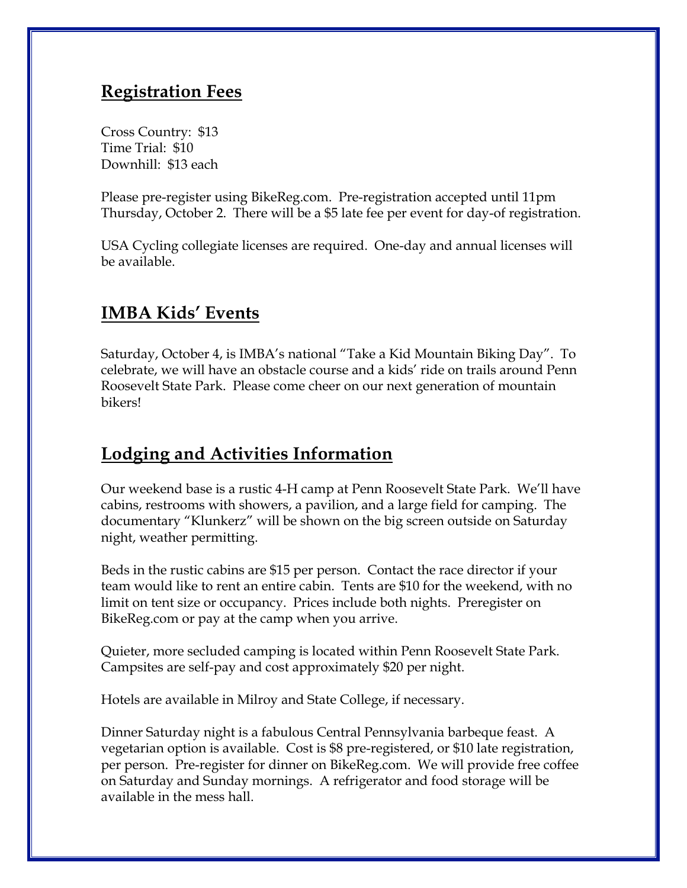## Registration Fees

Cross Country: $13
Time Trial: $10
Downhill: $13 each

Please pre-register using BikeReg.com. Pre-registration accepted until 11pm Thursday, October 2. There will be a $5 late fee per event for day-of registration.

USA Cycling collegiate licenses are required. One-day and annual licenses will be available.

## IMBA Kids' Events

Saturday, October 4, is IMBA's national "Take a Kid Mountain Biking Day". To celebrate, we will have an obstacle course and a kids' ride on trails around Penn Roosevelt State Park. Please come cheer on our next generation of mountain bikers!

## Lodging and Activities Information

Our weekend base is a rustic 4-H camp at Penn Roosevelt State Park. We'll have cabins, restrooms with showers, a pavilion, and a large field for camping. The documentary "Klunkerz" will be shown on the big screen outside on Saturday night, weather permitting.

Beds in the rustic cabins are $15 per person. Contact the race director if your team would like to rent an entire cabin. Tents are $10 for the weekend, with no limit on tent size or occupancy. Prices include both nights. Preregister on BikeReg.com or pay at the camp when you arrive.

Quieter, more secluded camping is located within Penn Roosevelt State Park. Campsites are self-pay and cost approximately $20 per night.

Hotels are available in Milroy and State College, if necessary.

Dinner Saturday night is a fabulous Central Pennsylvania barbeque feast. A vegetarian option is available. Cost is $8 pre-registered, or $10 late registration, per person. Pre-register for dinner on BikeReg.com. We will provide free coffee on Saturday and Sunday mornings. A refrigerator and food storage will be available in the mess hall.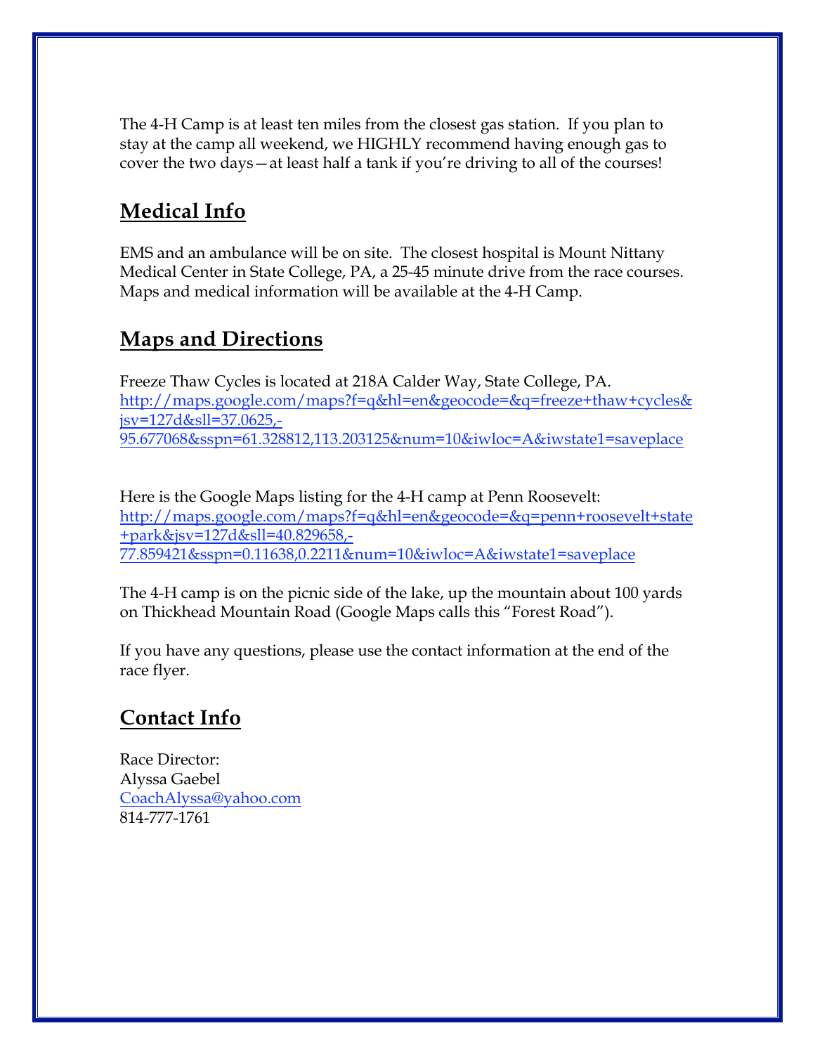The 4-H Camp is at least ten miles from the closest gas station. If you plan to stay at the camp all weekend, we HIGHLY recommend having enough gas to cover the two days—at least half a tank if you're driving to all of the courses!

## Medical Info

EMS and an ambulance will be on site. The closest hospital is Mount Nittany Medical Center in State College, PA, a 25-45 minute drive from the race courses. Maps and medical information will be available at the 4-H Camp.

## Maps and Directions

Freeze Thaw Cycles is located at 218A Calder Way, State College, PA.
http://maps.google.com/maps?f=q&hl=en&geocode=&q=freeze+thaw+cycles&jsv=127d&sll=37.0625,-95.677068&sspn=61.328812,113.203125&num=10&iwloc=A&iwstate1=saveplace

Here is the Google Maps listing for the 4-H camp at Penn Roosevelt:
http://maps.google.com/maps?f=q&hl=en&geocode=&q=penn+roosevelt+state+park&jsv=127d&sll=40.829658,-77.859421&sspn=0.11638,0.2211&num=10&iwloc=A&iwstate1=saveplace

The 4-H camp is on the picnic side of the lake, up the mountain about 100 yards on Thickhead Mountain Road (Google Maps calls this "Forest Road").

If you have any questions, please use the contact information at the end of the race flyer.

## Contact Info

Race Director:
Alyssa Gaebel
CoachAlyssa@yahoo.com
814-777-1761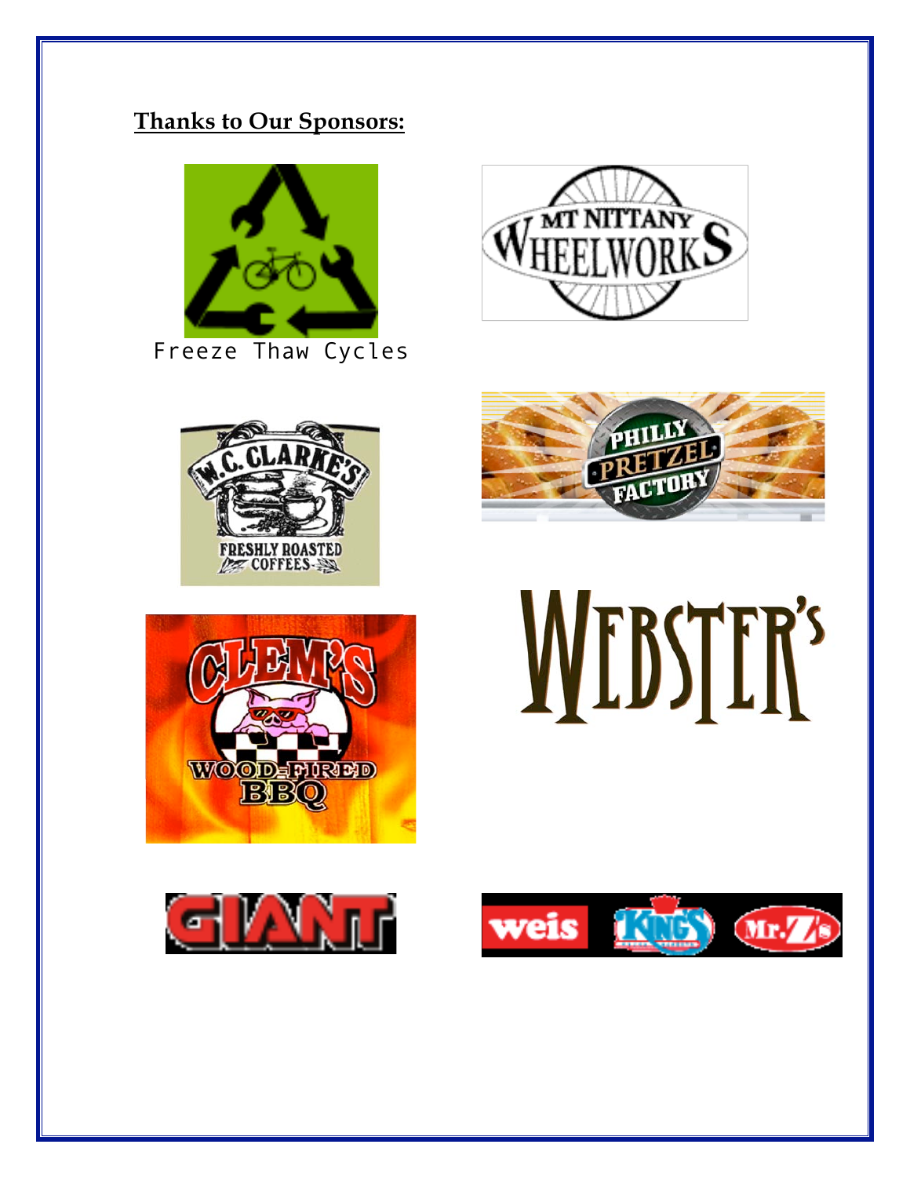**Thanks to Our Sponsors:**

Freeze Thaw Cycles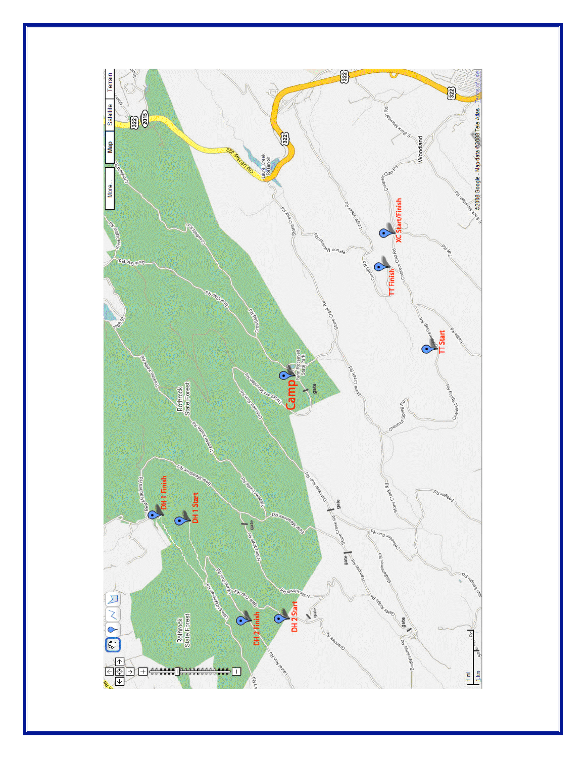Camp

DH 1 Start

DH 1 Finish

DH 2 Start

DH 2 Finish

TT Start

TT Finish

XC Start/Finish

Rothrock State Forest

Rothrock State Forest

Penn Roosevelt State Park

Woodland

©2008 Google - Map data ©2008 Tele Atlas - Terms of Use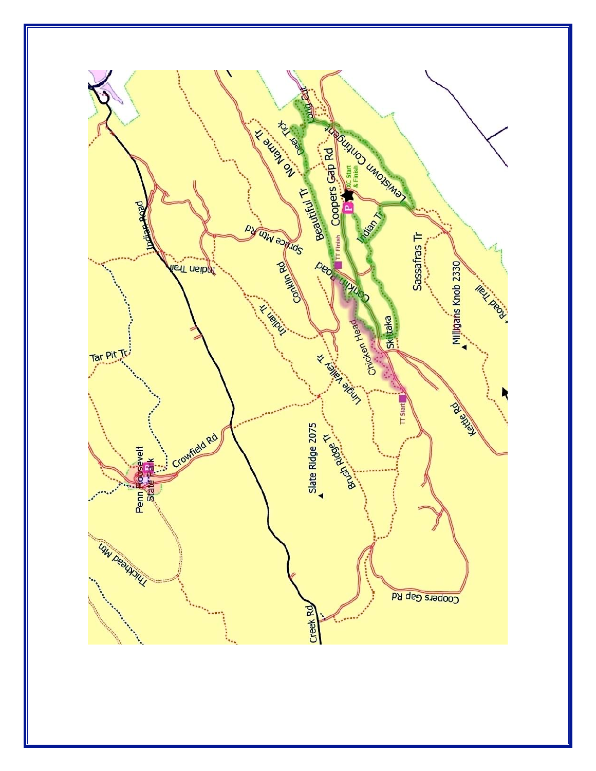Indian Road

Old Crt

Deer Tick

No Name Tr

Lewistown Contingent

Coopers Gap Rd

XC Start & Finish

Beautiful Tr

Spruce Mtn Rd

Indian Tr

TT Finish

Indian Trail

Sassafras Tr

Conklin Rd

Conklin Road

Skitaka

Milligans Knob 2330

Road Trail

Indian Tr

Chicken Head

Tar Pit Tr

Lingle Valley Tr

TT Start

Kettle Rd

Crowfield Rd

Penn Roosevelt State Park

Slate Ridge 2075

Brush Ridge Tr

Thickhead Mtn

Coopers Gap Rd

Creek Rd